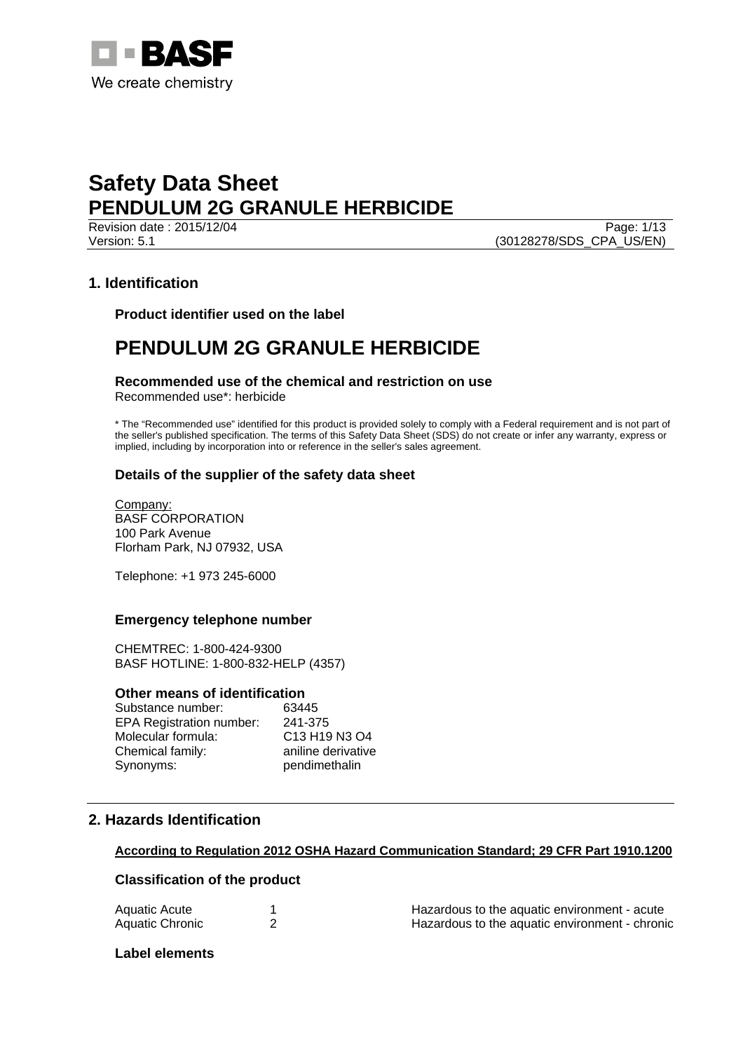# Safety Data Sheet
# PENDULUM 2G GRANULE HERBICIDE

Revision date : 2015/12/04
Version: 5.1
(30128278/SDS_CPA_US/EN)

## 1. Identification

### Product identifier used on the label

# PENDULUM 2G GRANULE HERBICIDE

### Recommended use of the chemical and restriction on use

Recommended use*: herbicide

* The “Recommended use” identified for this product is provided solely to comply with a Federal requirement and is not part of the seller's published specification. The terms of this Safety Data Sheet (SDS) do not create or infer any warranty, express or implied, including by incorporation into or reference in the seller's sales agreement.

### Details of the supplier of the safety data sheet

Company:
BASF CORPORATION
100 Park Avenue
Florham Park, NJ 07932, USA

Telephone: +1 973 245-6000

### Emergency telephone number

CHEMTREC: 1-800-424-9300
BASF HOTLINE: 1-800-832-HELP (4357)

### Other means of identification

| | |
|---|---|
| Substance number: | 63445 |
| EPA Registration number: | 241-375 |
| Molecular formula: | C13 H19 N3 O4 |
| Chemical family: | aniline derivative |
| Synonyms: | pendimethalin |

## 2. Hazards Identification

**According to Regulation 2012 OSHA Hazard Communication Standard; 29 CFR Part 1910.1200**

### Classification of the product

| | | |
|---|---|---|
| Aquatic Acute | 1 | Hazardous to the aquatic environment - acute |
| Aquatic Chronic | 2 | Hazardous to the aquatic environment - chronic |

### Label elements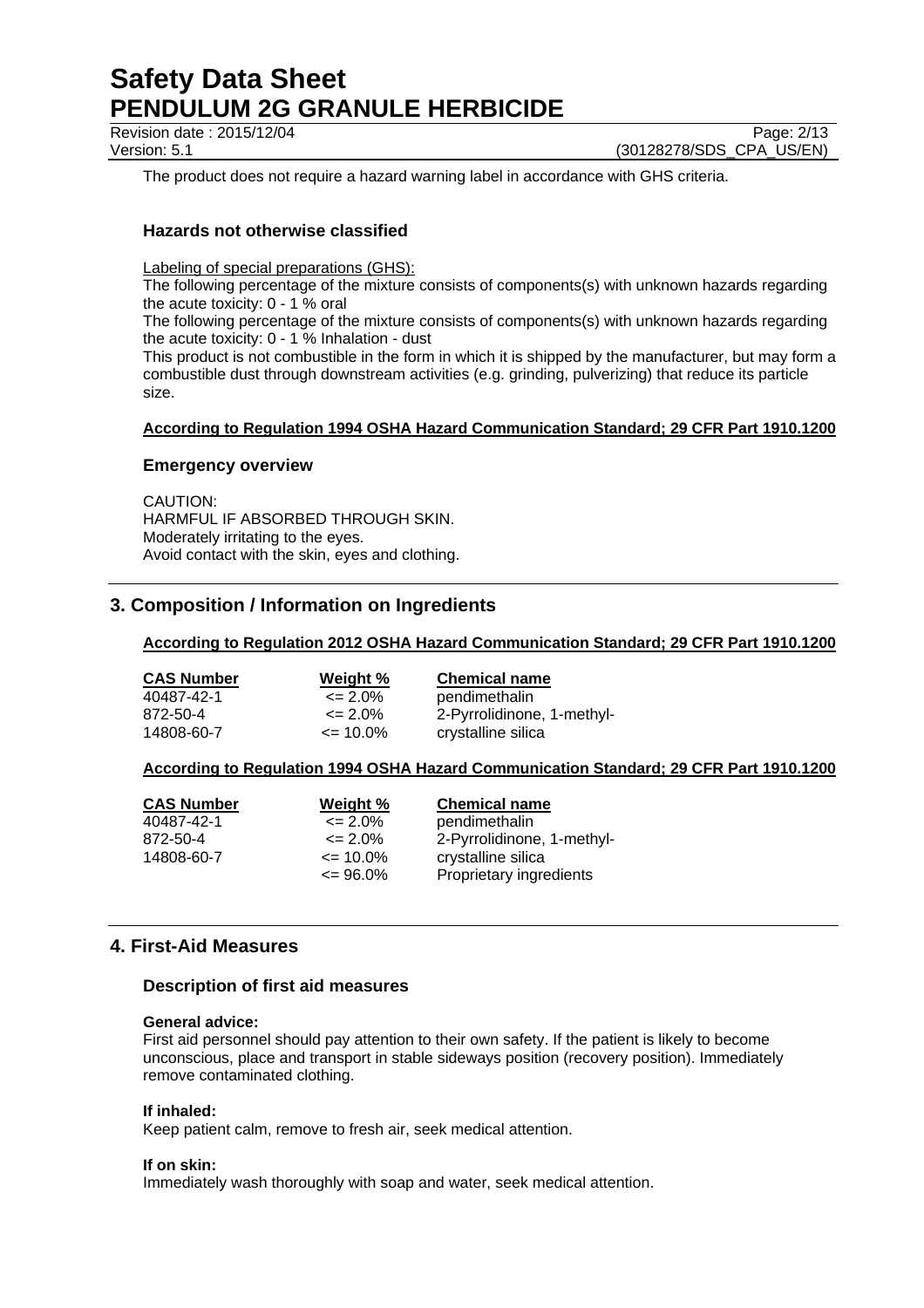The product does not require a hazard warning label in accordance with GHS criteria.

### Hazards not otherwise classified

Labeling of special preparations (GHS):

The following percentage of the mixture consists of components(s) with unknown hazards regarding the acute toxicity: 0 - 1 % oral

The following percentage of the mixture consists of components(s) with unknown hazards regarding the acute toxicity: 0 - 1 % Inhalation - dust

This product is not combustible in the form in which it is shipped by the manufacturer, but may form a combustible dust through downstream activities (e.g. grinding, pulverizing) that reduce its particle size.

**According to Regulation 1994 OSHA Hazard Communication Standard; 29 CFR Part 1910.1200**

### Emergency overview

CAUTION:
HARMFUL IF ABSORBED THROUGH SKIN.
Moderately irritating to the eyes.
Avoid contact with the skin, eyes and clothing.

## 3. Composition / Information on Ingredients

**According to Regulation 2012 OSHA Hazard Communication Standard; 29 CFR Part 1910.1200**

| CAS Number | Weight % | Chemical name |
|---|---|---|
| 40487-42-1 | <= 2.0% | pendimethalin |
| 872-50-4 | <= 2.0% | 2-Pyrrolidinone, 1-methyl- |
| 14808-60-7 | <= 10.0% | crystalline silica |

**According to Regulation 1994 OSHA Hazard Communication Standard; 29 CFR Part 1910.1200**

| CAS Number | Weight % | Chemical name |
|---|---|---|
| 40487-42-1 | <= 2.0% | pendimethalin |
| 872-50-4 | <= 2.0% | 2-Pyrrolidinone, 1-methyl- |
| 14808-60-7 | <= 10.0% | crystalline silica |
| | <= 96.0% | Proprietary ingredients |

## 4. First-Aid Measures

### Description of first aid measures

**General advice:**
First aid personnel should pay attention to their own safety. If the patient is likely to become unconscious, place and transport in stable sideways position (recovery position). Immediately remove contaminated clothing.

**If inhaled:**
Keep patient calm, remove to fresh air, seek medical attention.

**If on skin:**
Immediately wash thoroughly with soap and water, seek medical attention.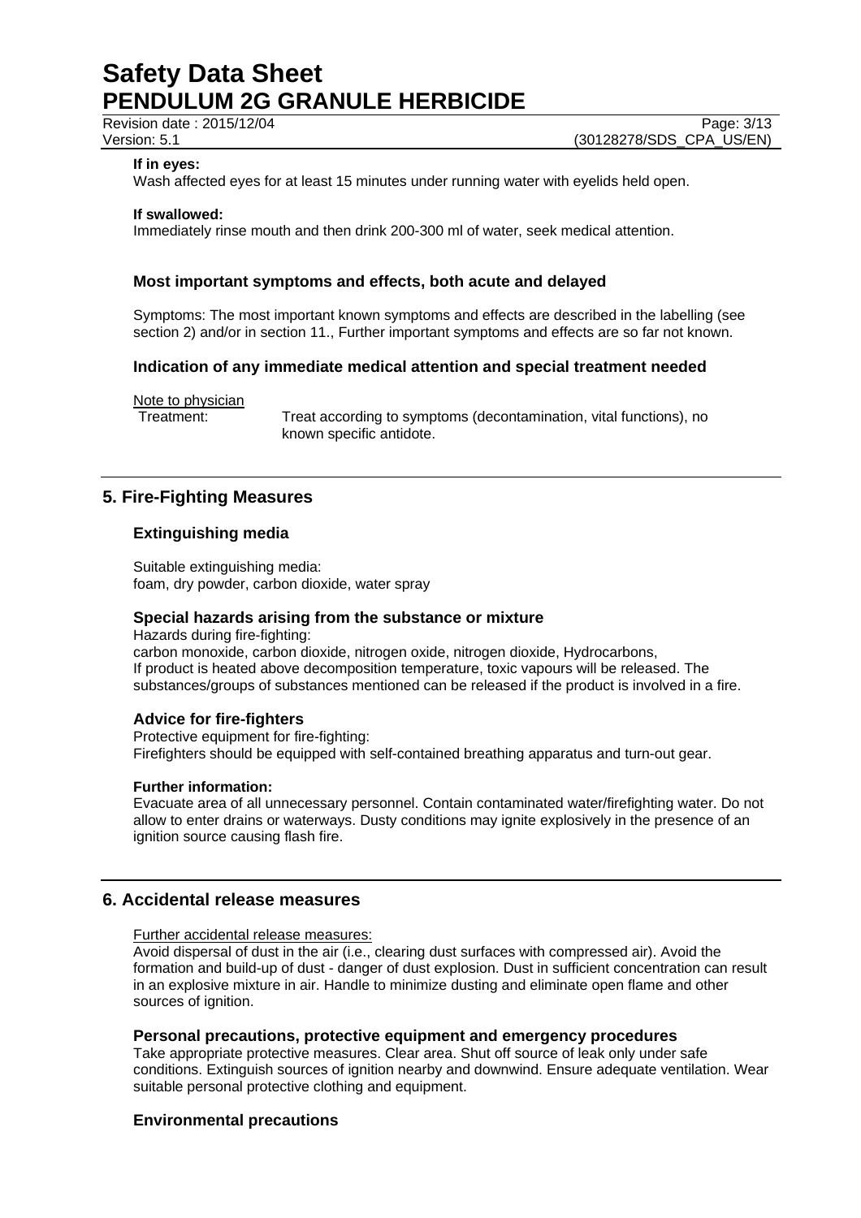**If in eyes:**

Wash affected eyes for at least 15 minutes under running water with eyelids held open.

**If swallowed:**

Immediately rinse mouth and then drink 200-300 ml of water, seek medical attention.

### Most important symptoms and effects, both acute and delayed

Symptoms: The most important known symptoms and effects are described in the labelling (see section 2) and/or in section 11., Further important symptoms and effects are so far not known.

### Indication of any immediate medical attention and special treatment needed

Note to physician

Treatment: Treat according to symptoms (decontamination, vital functions), no known specific antidote.

## 5. Fire-Fighting Measures

### Extinguishing media

Suitable extinguishing media:
foam, dry powder, carbon dioxide, water spray

### Special hazards arising from the substance or mixture

Hazards during fire-fighting:
carbon monoxide, carbon dioxide, nitrogen oxide, nitrogen dioxide, Hydrocarbons,
If product is heated above decomposition temperature, toxic vapours will be released. The substances/groups of substances mentioned can be released if the product is involved in a fire.

### Advice for fire-fighters

Protective equipment for fire-fighting:
Firefighters should be equipped with self-contained breathing apparatus and turn-out gear.

**Further information:**

Evacuate area of all unnecessary personnel. Contain contaminated water/firefighting water. Do not allow to enter drains or waterways. Dusty conditions may ignite explosively in the presence of an ignition source causing flash fire.

## 6. Accidental release measures

Further accidental release measures:

Avoid dispersal of dust in the air (i.e., clearing dust surfaces with compressed air). Avoid the formation and build-up of dust - danger of dust explosion. Dust in sufficient concentration can result in an explosive mixture in air. Handle to minimize dusting and eliminate open flame and other sources of ignition.

### Personal precautions, protective equipment and emergency procedures

Take appropriate protective measures. Clear area. Shut off source of leak only under safe conditions. Extinguish sources of ignition nearby and downwind. Ensure adequate ventilation. Wear suitable personal protective clothing and equipment.

### Environmental precautions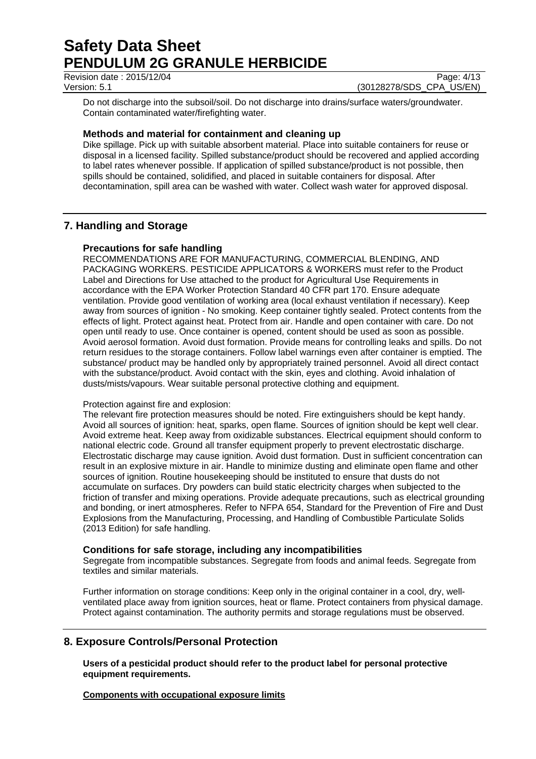Do not discharge into the subsoil/soil. Do not discharge into drains/surface waters/groundwater. Contain contaminated water/firefighting water.

### Methods and material for containment and cleaning up

Dike spillage. Pick up with suitable absorbent material. Place into suitable containers for reuse or disposal in a licensed facility. Spilled substance/product should be recovered and applied according to label rates whenever possible. If application of spilled substance/product is not possible, then spills should be contained, solidified, and placed in suitable containers for disposal. After decontamination, spill area can be washed with water. Collect wash water for approved disposal.

## 7. Handling and Storage

### Precautions for safe handling

RECOMMENDATIONS ARE FOR MANUFACTURING, COMMERCIAL BLENDING, AND PACKAGING WORKERS. PESTICIDE APPLICATORS & WORKERS must refer to the Product Label and Directions for Use attached to the product for Agricultural Use Requirements in accordance with the EPA Worker Protection Standard 40 CFR part 170. Ensure adequate ventilation. Provide good ventilation of working area (local exhaust ventilation if necessary). Keep away from sources of ignition - No smoking. Keep container tightly sealed. Protect contents from the effects of light. Protect against heat. Protect from air. Handle and open container with care. Do not open until ready to use. Once container is opened, content should be used as soon as possible. Avoid aerosol formation. Avoid dust formation. Provide means for controlling leaks and spills. Do not return residues to the storage containers. Follow label warnings even after container is emptied. The substance/ product may be handled only by appropriately trained personnel. Avoid all direct contact with the substance/product. Avoid contact with the skin, eyes and clothing. Avoid inhalation of dusts/mists/vapours. Wear suitable personal protective clothing and equipment.

Protection against fire and explosion:

The relevant fire protection measures should be noted. Fire extinguishers should be kept handy. Avoid all sources of ignition: heat, sparks, open flame. Sources of ignition should be kept well clear. Avoid extreme heat. Keep away from oxidizable substances. Electrical equipment should conform to national electric code. Ground all transfer equipment properly to prevent electrostatic discharge. Electrostatic discharge may cause ignition. Avoid dust formation. Dust in sufficient concentration can result in an explosive mixture in air. Handle to minimize dusting and eliminate open flame and other sources of ignition. Routine housekeeping should be instituted to ensure that dusts do not accumulate on surfaces. Dry powders can build static electricity charges when subjected to the friction of transfer and mixing operations. Provide adequate precautions, such as electrical grounding and bonding, or inert atmospheres. Refer to NFPA 654, Standard for the Prevention of Fire and Dust Explosions from the Manufacturing, Processing, and Handling of Combustible Particulate Solids (2013 Edition) for safe handling.

### Conditions for safe storage, including any incompatibilities

Segregate from incompatible substances. Segregate from foods and animal feeds. Segregate from textiles and similar materials.

Further information on storage conditions: Keep only in the original container in a cool, dry, well-ventilated place away from ignition sources, heat or flame. Protect containers from physical damage. Protect against contamination. The authority permits and storage regulations must be observed.

## 8. Exposure Controls/Personal Protection

**Users of a pesticidal product should refer to the product label for personal protective equipment requirements.**

**Components with occupational exposure limits**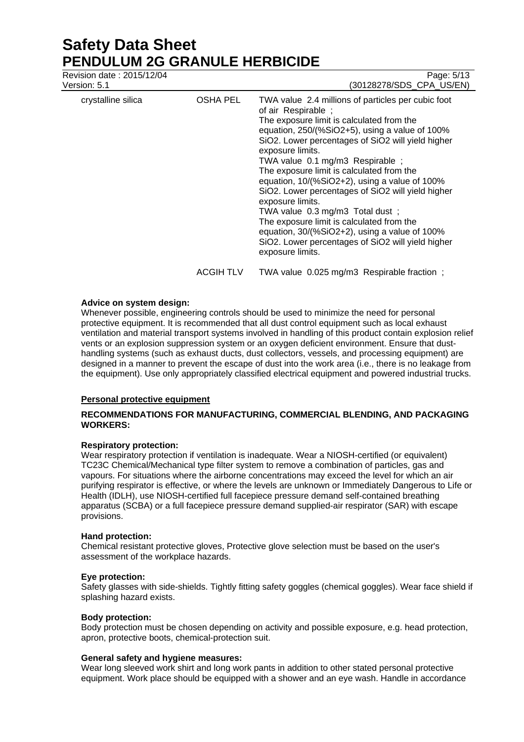| | | |
|---|---|---|
| crystalline silica | OSHA PEL | TWA value 2.4 millions of particles per cubic foot of air Respirable ;<br>The exposure limit is calculated from the equation, 250/(%SiO2+5), using a value of 100% SiO2. Lower percentages of SiO2 will yield higher exposure limits.<br>TWA value 0.1 mg/m3 Respirable ;<br>The exposure limit is calculated from the equation, 10/(%SiO2+2), using a value of 100% SiO2. Lower percentages of SiO2 will yield higher exposure limits.<br>TWA value 0.3 mg/m3 Total dust ;<br>The exposure limit is calculated from the equation, 30/(%SiO2+2), using a value of 100% SiO2. Lower percentages of SiO2 will yield higher exposure limits. |
| | ACGIH TLV | TWA value 0.025 mg/m3 Respirable fraction ; |

**Advice on system design:**
Whenever possible, engineering controls should be used to minimize the need for personal protective equipment. It is recommended that all dust control equipment such as local exhaust ventilation and material transport systems involved in handling of this product contain explosion relief vents or an explosion suppression system or an oxygen deficient environment. Ensure that dust-handling systems (such as exhaust ducts, dust collectors, vessels, and processing equipment) are designed in a manner to prevent the escape of dust into the work area (i.e., there is no leakage from the equipment). Use only appropriately classified electrical equipment and powered industrial trucks.

**Personal protective equipment**

**RECOMMENDATIONS FOR MANUFACTURING, COMMERCIAL BLENDING, AND PACKAGING WORKERS:**

**Respiratory protection:**
Wear respiratory protection if ventilation is inadequate. Wear a NIOSH-certified (or equivalent) TC23C Chemical/Mechanical type filter system to remove a combination of particles, gas and vapours. For situations where the airborne concentrations may exceed the level for which an air purifying respirator is effective, or where the levels are unknown or Immediately Dangerous to Life or Health (IDLH), use NIOSH-certified full facepiece pressure demand self-contained breathing apparatus (SCBA) or a full facepiece pressure demand supplied-air respirator (SAR) with escape provisions.

**Hand protection:**
Chemical resistant protective gloves, Protective glove selection must be based on the user's assessment of the workplace hazards.

**Eye protection:**
Safety glasses with side-shields. Tightly fitting safety goggles (chemical goggles). Wear face shield if splashing hazard exists.

**Body protection:**
Body protection must be chosen depending on activity and possible exposure, e.g. head protection, apron, protective boots, chemical-protection suit.

**General safety and hygiene measures:**
Wear long sleeved work shirt and long work pants in addition to other stated personal protective equipment. Work place should be equipped with a shower and an eye wash. Handle in accordance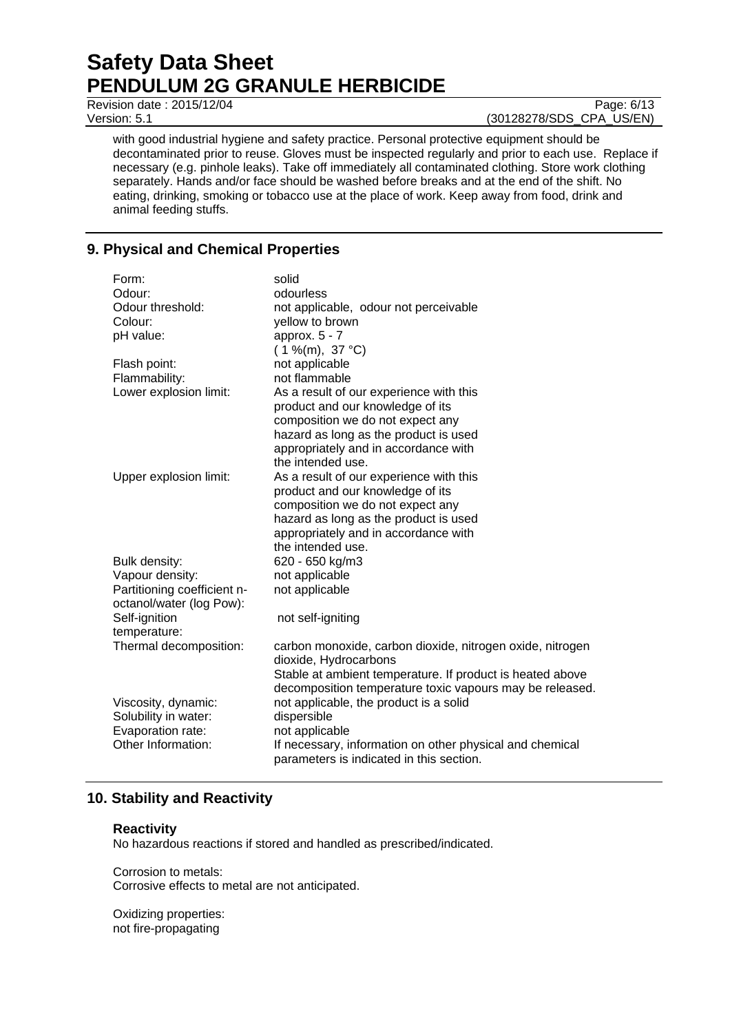with good industrial hygiene and safety practice. Personal protective equipment should be decontaminated prior to reuse. Gloves must be inspected regularly and prior to each use. Replace if necessary (e.g. pinhole leaks). Take off immediately all contaminated clothing. Store work clothing separately. Hands and/or face should be washed before breaks and at the end of the shift. No eating, drinking, smoking or tobacco use at the place of work. Keep away from food, drink and animal feeding stuffs.

## 9. Physical and Chemical Properties

| | |
|---|---|
| Form: | solid |
| Odour: | odourless |
| Odour threshold: | not applicable, odour not perceivable |
| Colour: | yellow to brown |
| pH value: | approx. 5 - 7 ( 1 %(m), 37 °C) |
| Flash point: | not applicable |
| Flammability: | not flammable |
| Lower explosion limit: | As a result of our experience with this product and our knowledge of its composition we do not expect any hazard as long as the product is used appropriately and in accordance with the intended use. |
| Upper explosion limit: | As a result of our experience with this product and our knowledge of its composition we do not expect any hazard as long as the product is used appropriately and in accordance with the intended use. |
| Bulk density: | 620 - 650 kg/m3 |
| Vapour density: | not applicable |
| Partitioning coefficient n-octanol/water (log Pow): | not applicable |
| Self-ignition temperature: | not self-igniting |
| Thermal decomposition: | carbon monoxide, carbon dioxide, nitrogen oxide, nitrogen dioxide, Hydrocarbons<br>Stable at ambient temperature. If product is heated above decomposition temperature toxic vapours may be released. |
| Viscosity, dynamic: | not applicable, the product is a solid |
| Solubility in water: | dispersible |
| Evaporation rate: | not applicable |
| Other Information: | If necessary, information on other physical and chemical parameters is indicated in this section. |

## 10. Stability and Reactivity

### Reactivity

No hazardous reactions if stored and handled as prescribed/indicated.

Corrosion to metals:
Corrosive effects to metal are not anticipated.

Oxidizing properties:
not fire-propagating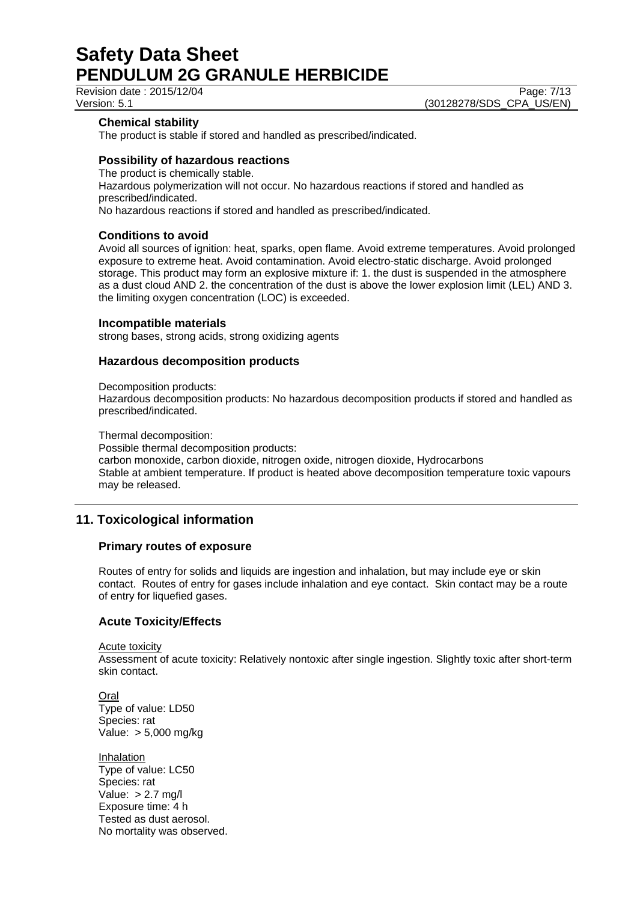### Chemical stability

The product is stable if stored and handled as prescribed/indicated.

### Possibility of hazardous reactions

The product is chemically stable.
Hazardous polymerization will not occur. No hazardous reactions if stored and handled as prescribed/indicated.
No hazardous reactions if stored and handled as prescribed/indicated.

### Conditions to avoid

Avoid all sources of ignition: heat, sparks, open flame. Avoid extreme temperatures. Avoid prolonged exposure to extreme heat. Avoid contamination. Avoid electro-static discharge. Avoid prolonged storage. This product may form an explosive mixture if: 1. the dust is suspended in the atmosphere as a dust cloud AND 2. the concentration of the dust is above the lower explosion limit (LEL) AND 3. the limiting oxygen concentration (LOC) is exceeded.

### Incompatible materials

strong bases, strong acids, strong oxidizing agents

### Hazardous decomposition products

Decomposition products:
Hazardous decomposition products: No hazardous decomposition products if stored and handled as prescribed/indicated.

Thermal decomposition:
Possible thermal decomposition products:
carbon monoxide, carbon dioxide, nitrogen oxide, nitrogen dioxide, Hydrocarbons
Stable at ambient temperature. If product is heated above decomposition temperature toxic vapours may be released.

## 11. Toxicological information

### Primary routes of exposure

Routes of entry for solids and liquids are ingestion and inhalation, but may include eye or skin contact. Routes of entry for gases include inhalation and eye contact. Skin contact may be a route of entry for liquefied gases.

### Acute Toxicity/Effects

Acute toxicity
Assessment of acute toxicity: Relatively nontoxic after single ingestion. Slightly toxic after short-term skin contact.

Oral
Type of value: LD50
Species: rat
Value: > 5,000 mg/kg

Inhalation
Type of value: LC50
Species: rat
Value: > 2.7 mg/l
Exposure time: 4 h
Tested as dust aerosol.
No mortality was observed.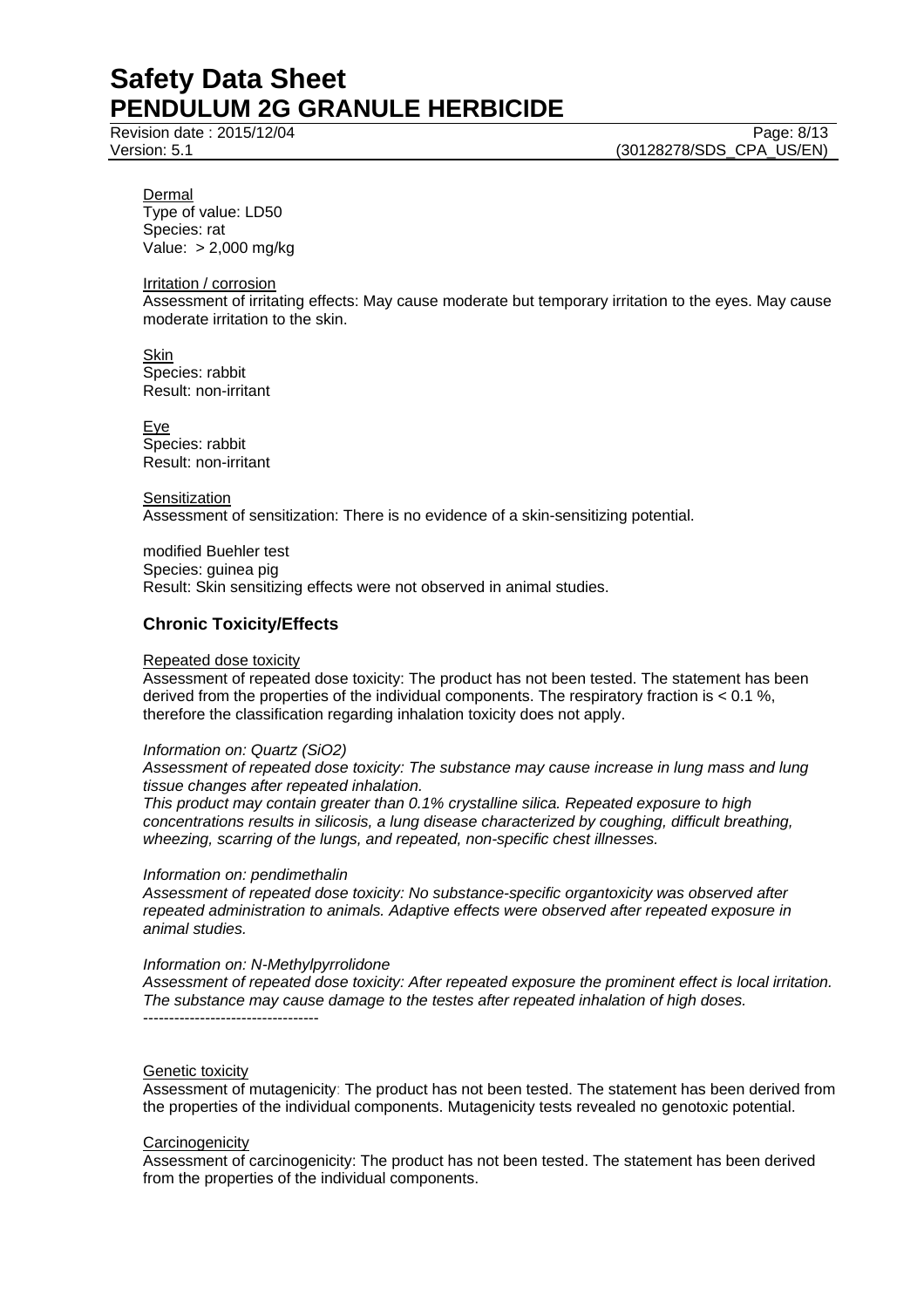Dermal
Type of value: LD50
Species: rat
Value:  > 2,000 mg/kg

Irritation / corrosion
Assessment of irritating effects: May cause moderate but temporary irritation to the eyes. May cause moderate irritation to the skin.

Skin
Species: rabbit
Result: non-irritant

Eye
Species: rabbit
Result: non-irritant

Sensitization
Assessment of sensitization: There is no evidence of a skin-sensitizing potential.

modified Buehler test
Species: guinea pig
Result: Skin sensitizing effects were not observed in animal studies.

## Chronic Toxicity/Effects

Repeated dose toxicity
Assessment of repeated dose toxicity: The product has not been tested. The statement has been derived from the properties of the individual components. The respiratory fraction is < 0.1 %, therefore the classification regarding inhalation toxicity does not apply.

*Information on: Quartz ($SiO_2$)*
*Assessment of repeated dose toxicity: The substance may cause increase in lung mass and lung tissue changes after repeated inhalation.*
*This product may contain greater than 0.1% crystalline silica. Repeated exposure to high concentrations results in silicosis, a lung disease characterized by coughing, difficult breathing, wheezing, scarring of the lungs, and repeated, non-specific chest illnesses.*

*Information on: pendimethalin*
*Assessment of repeated dose toxicity: No substance-specific organtoxicity was observed after repeated administration to animals. Adaptive effects were observed after repeated exposure in animal studies.*

*Information on: N-Methylpyrrolidone*
*Assessment of repeated dose toxicity: After repeated exposure the prominent effect is local irritation. The substance may cause damage to the testes after repeated inhalation of high doses.*
----------------------------------

Genetic toxicity
Assessment of mutagenicity: The product has not been tested. The statement has been derived from the properties of the individual components. Mutagenicity tests revealed no genotoxic potential.

Carcinogenicity
Assessment of carcinogenicity: The product has not been tested. The statement has been derived from the properties of the individual components.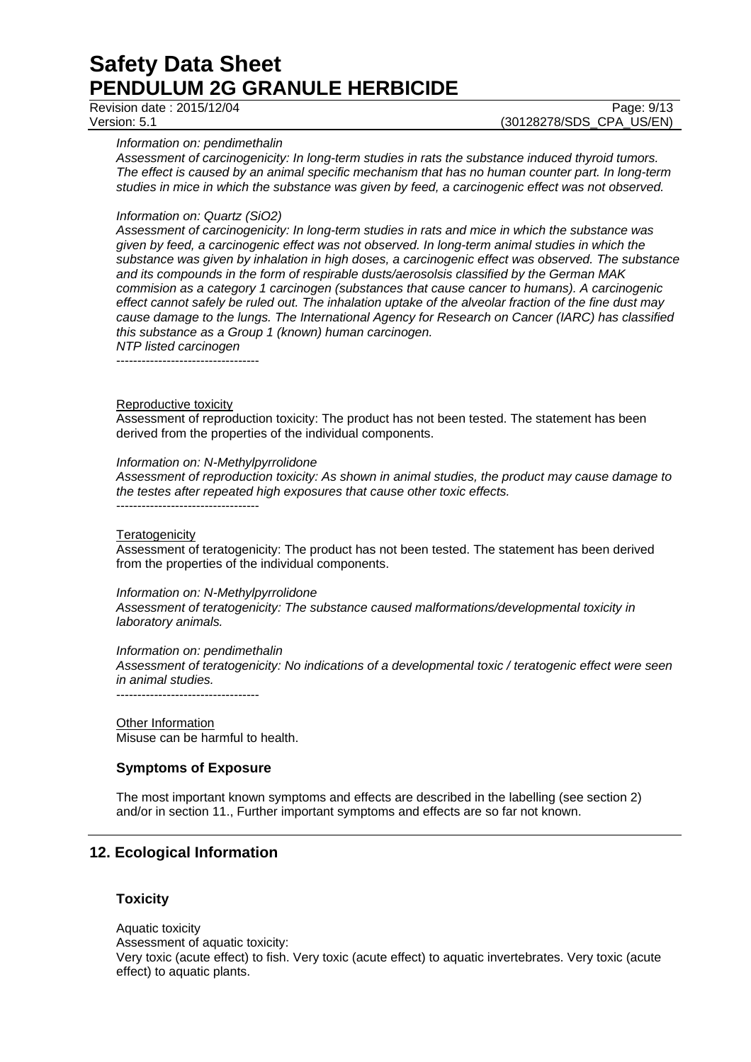*Information on: pendimethalin*
*Assessment of carcinogenicity: In long-term studies in rats the substance induced thyroid tumors. The effect is caused by an animal specific mechanism that has no human counter part. In long-term studies in mice in which the substance was given by feed, a carcinogenic effect was not observed.*

*Information on: Quartz (SiO2)*
*Assessment of carcinogenicity: In long-term studies in rats and mice in which the substance was given by feed, a carcinogenic effect was not observed. In long-term animal studies in which the substance was given by inhalation in high doses, a carcinogenic effect was observed. The substance and its compounds in the form of respirable dusts/aerosolsis classified by the German MAK commision as a category 1 carcinogen (substances that cause cancer to humans). A carcinogenic effect cannot safely be ruled out. The inhalation uptake of the alveolar fraction of the fine dust may cause damage to the lungs. The International Agency for Research on Cancer (IARC) has classified this substance as a Group 1 (known) human carcinogen.*
*NTP listed carcinogen*

----------------------------------

Reproductive toxicity
Assessment of reproduction toxicity: The product has not been tested. The statement has been derived from the properties of the individual components.

*Information on: N-Methylpyrrolidone*
*Assessment of reproduction toxicity: As shown in animal studies, the product may cause damage to the testes after repeated high exposures that cause other toxic effects.*

----------------------------------

Teratogenicity
Assessment of teratogenicity: The product has not been tested. The statement has been derived from the properties of the individual components.

*Information on: N-Methylpyrrolidone*
*Assessment of teratogenicity: The substance caused malformations/developmental toxicity in laboratory animals.*

*Information on: pendimethalin*
*Assessment of teratogenicity: No indications of a developmental toxic / teratogenic effect were seen in animal studies.*

----------------------------------

Other Information
Misuse can be harmful to health.

### Symptoms of Exposure

The most important known symptoms and effects are described in the labelling (see section 2) and/or in section 11., Further important symptoms and effects are so far not known.

## 12. Ecological Information

### Toxicity

Aquatic toxicity
Assessment of aquatic toxicity:
Very toxic (acute effect) to fish. Very toxic (acute effect) to aquatic invertebrates. Very toxic (acute effect) to aquatic plants.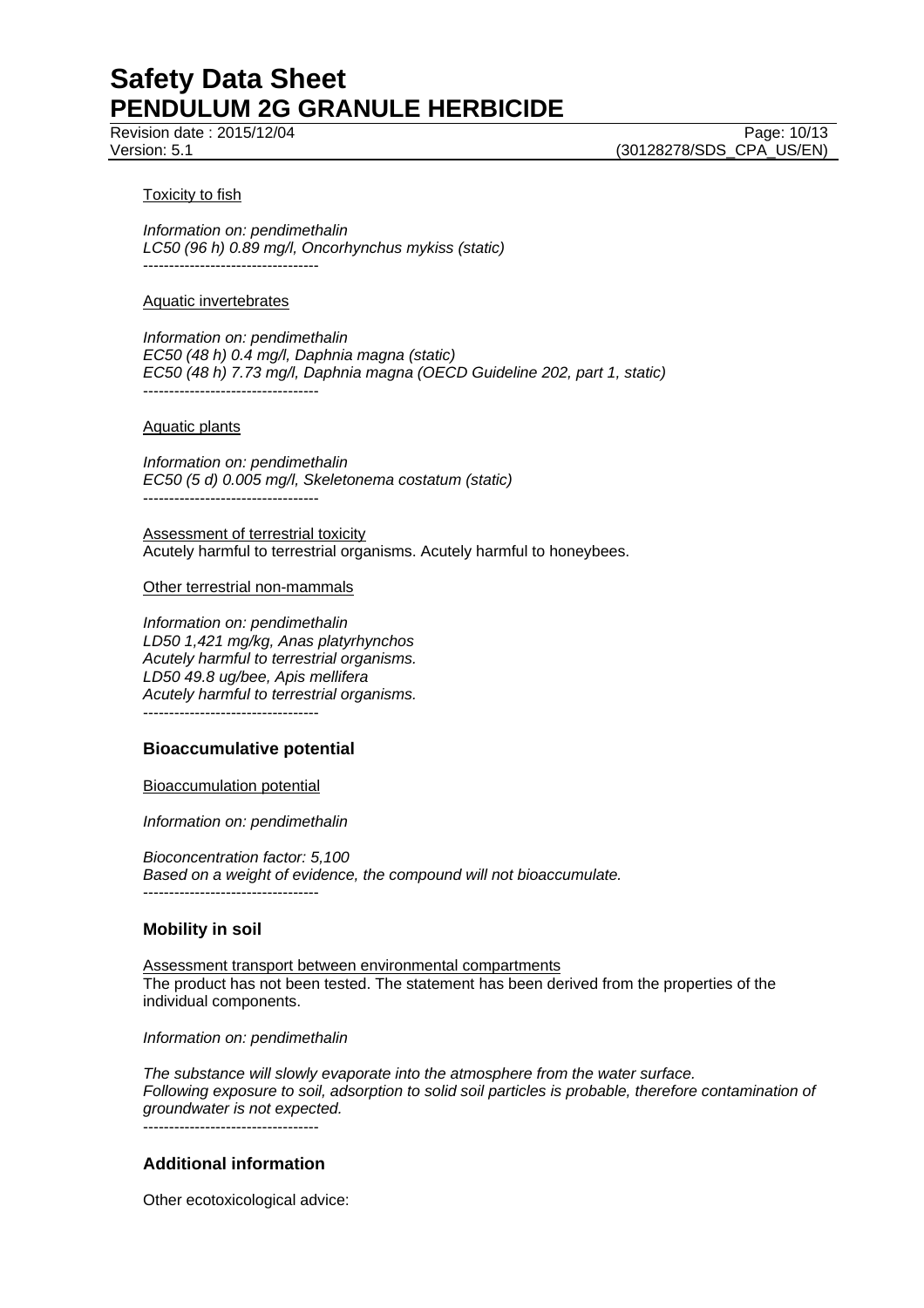Toxicity to fish

*Information on: pendimethalin*
*LC50 (96 h) 0.89 mg/l, Oncorhynchus mykiss (static)*
----------------------------------

Aquatic invertebrates

*Information on: pendimethalin*
*EC50 (48 h) 0.4 mg/l, Daphnia magna (static)*
*EC50 (48 h) 7.73 mg/l, Daphnia magna (OECD Guideline 202, part 1, static)*
----------------------------------

Aquatic plants

*Information on: pendimethalin*
*EC50 (5 d) 0.005 mg/l, Skeletonema costatum (static)*
----------------------------------

Assessment of terrestrial toxicity
Acutely harmful to terrestrial organisms. Acutely harmful to honeybees.

Other terrestrial non-mammals

*Information on: pendimethalin*
*LD50 1,421 mg/kg, Anas platyrhynchos*
*Acutely harmful to terrestrial organisms.*
*LD50 49.8 ug/bee, Apis mellifera*
*Acutely harmful to terrestrial organisms.*
----------------------------------

### Bioaccumulative potential

Bioaccumulation potential

*Information on: pendimethalin*

*Bioconcentration factor: 5,100*
*Based on a weight of evidence, the compound will not bioaccumulate.*
----------------------------------

### Mobility in soil

Assessment transport between environmental compartments
The product has not been tested. The statement has been derived from the properties of the individual components.

*Information on: pendimethalin*

*The substance will slowly evaporate into the atmosphere from the water surface.*
*Following exposure to soil, adsorption to solid soil particles is probable, therefore contamination of groundwater is not expected.*
----------------------------------

### Additional information

Other ecotoxicological advice: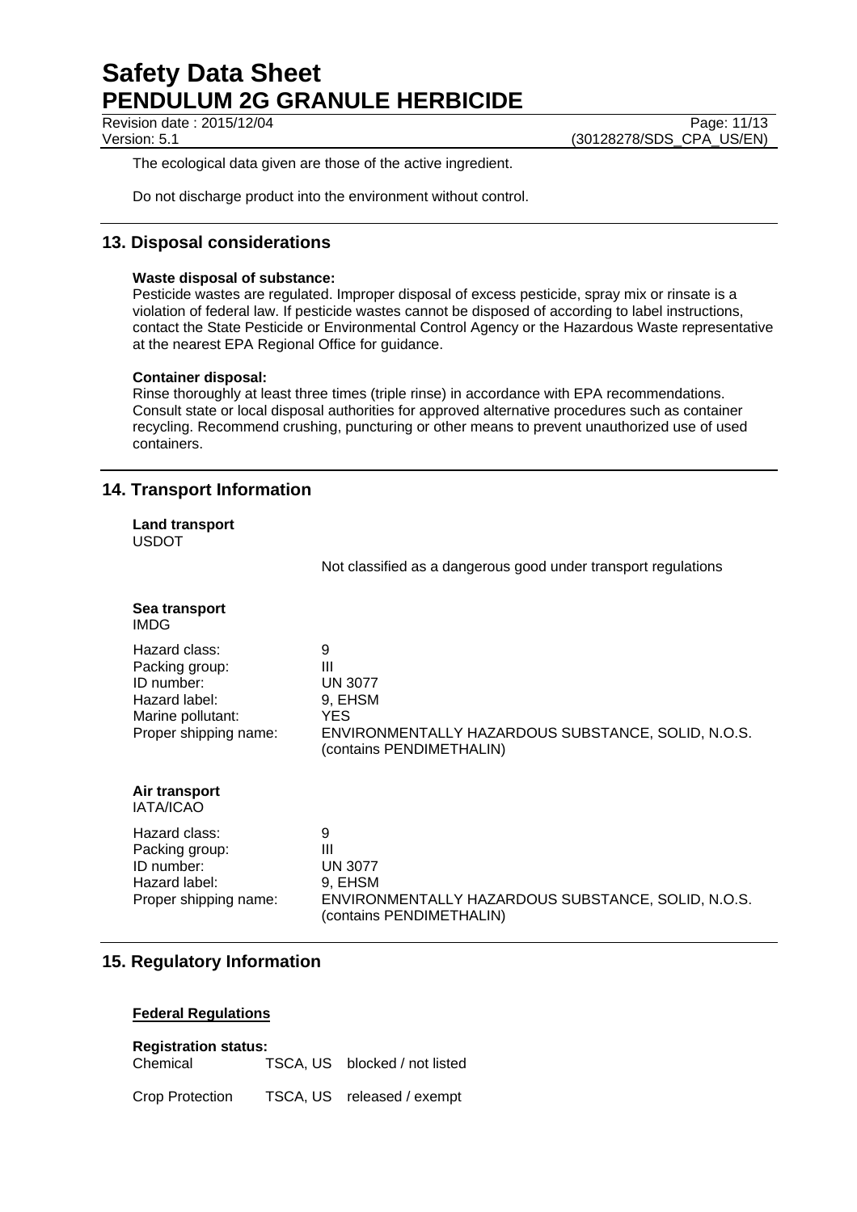The ecological data given are those of the active ingredient.

Do not discharge product into the environment without control.

## 13. Disposal considerations

**Waste disposal of substance:**
Pesticide wastes are regulated. Improper disposal of excess pesticide, spray mix or rinsate is a violation of federal law. If pesticide wastes cannot be disposed of according to label instructions, contact the State Pesticide or Environmental Control Agency or the Hazardous Waste representative at the nearest EPA Regional Office for guidance.

**Container disposal:**
Rinse thoroughly at least three times (triple rinse) in accordance with EPA recommendations. Consult state or local disposal authorities for approved alternative procedures such as container recycling. Recommend crushing, puncturing or other means to prevent unauthorized use of used containers.

## 14. Transport Information

**Land transport**
USDOT

Not classified as a dangerous good under transport regulations

**Sea transport**
IMDG

| | |
|---|---|
| Hazard class: | 9 |
| Packing group: | III |
| ID number: | UN 3077 |
| Hazard label: | 9, EHSM |
| Marine pollutant: | YES |
| Proper shipping name: | ENVIRONMENTALLY HAZARDOUS SUBSTANCE, SOLID, N.O.S. (contains PENDIMETHALIN) |

**Air transport**
IATA/ICAO

| | |
|---|---|
| Hazard class: | 9 |
| Packing group: | III |
| ID number: | UN 3077 |
| Hazard label: | 9, EHSM |
| Proper shipping name: | ENVIRONMENTALLY HAZARDOUS SUBSTANCE, SOLID, N.O.S. (contains PENDIMETHALIN) |

## 15. Regulatory Information

**Federal Regulations**

**Registration status:**

| | | |
|---|---|---|
| Chemical | TSCA, US | blocked / not listed |
| Crop Protection | TSCA, US | released / exempt |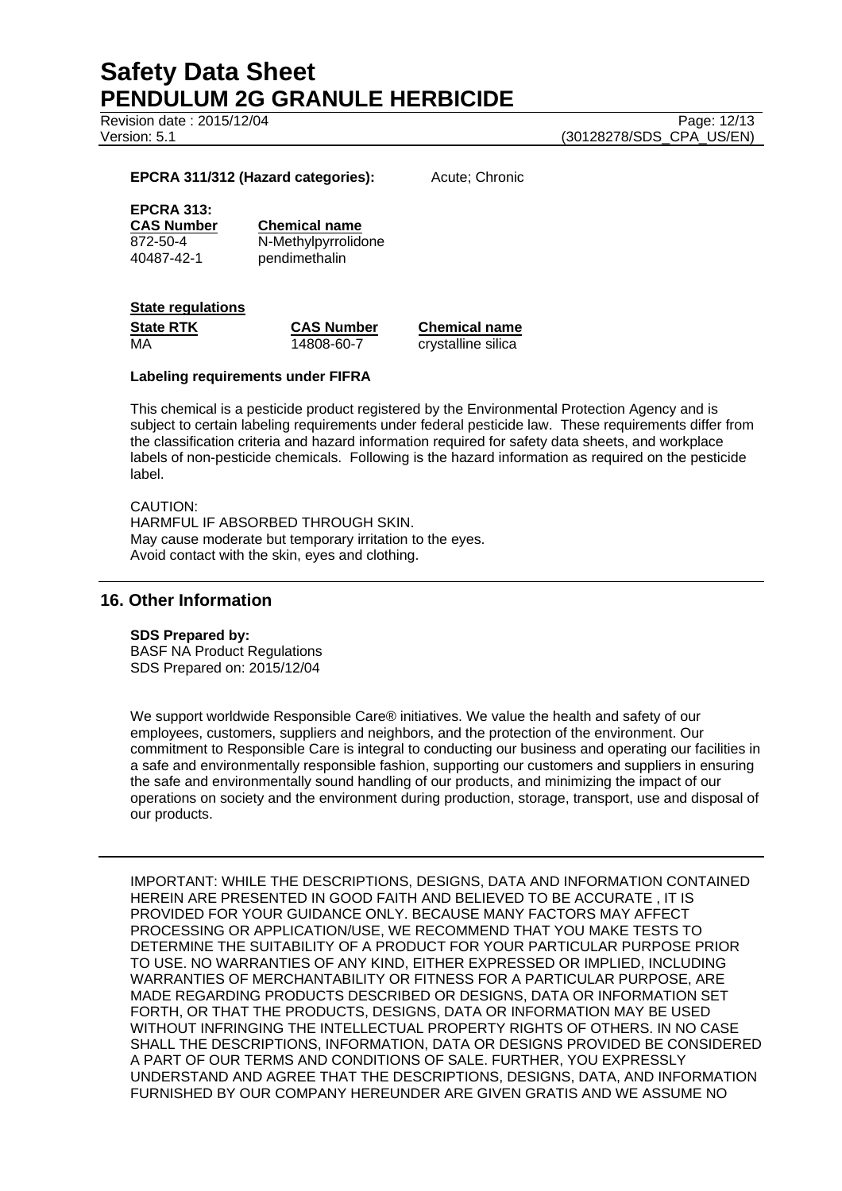**EPCRA 311/312 (Hazard categories):** Acute; Chronic

**EPCRA 313:**

| CAS Number | Chemical name |
|---|---|
| 872-50-4 | N-Methylpyrrolidone |
| 40487-42-1 | pendimethalin |

**State regulations**

| State RTK | CAS Number | Chemical name |
|---|---|---|
| MA | 14808-60-7 | crystalline silica |

**Labeling requirements under FIFRA**

This chemical is a pesticide product registered by the Environmental Protection Agency and is subject to certain labeling requirements under federal pesticide law. These requirements differ from the classification criteria and hazard information required for safety data sheets, and workplace labels of non-pesticide chemicals. Following is the hazard information as required on the pesticide label.

CAUTION:
HARMFUL IF ABSORBED THROUGH SKIN.
May cause moderate but temporary irritation to the eyes.
Avoid contact with the skin, eyes and clothing.

## 16. Other Information

**SDS Prepared by:**
BASF NA Product Regulations
SDS Prepared on: 2015/12/04

We support worldwide Responsible Care® initiatives. We value the health and safety of our employees, customers, suppliers and neighbors, and the protection of the environment. Our commitment to Responsible Care is integral to conducting our business and operating our facilities in a safe and environmentally responsible fashion, supporting our customers and suppliers in ensuring the safe and environmentally sound handling of our products, and minimizing the impact of our operations on society and the environment during production, storage, transport, use and disposal of our products.

---

IMPORTANT: WHILE THE DESCRIPTIONS, DESIGNS, DATA AND INFORMATION CONTAINED HEREIN ARE PRESENTED IN GOOD FAITH AND BELIEVED TO BE ACCURATE , IT IS PROVIDED FOR YOUR GUIDANCE ONLY. BECAUSE MANY FACTORS MAY AFFECT PROCESSING OR APPLICATION/USE, WE RECOMMEND THAT YOU MAKE TESTS TO DETERMINE THE SUITABILITY OF A PRODUCT FOR YOUR PARTICULAR PURPOSE PRIOR TO USE. NO WARRANTIES OF ANY KIND, EITHER EXPRESSED OR IMPLIED, INCLUDING WARRANTIES OF MERCHANTABILITY OR FITNESS FOR A PARTICULAR PURPOSE, ARE MADE REGARDING PRODUCTS DESCRIBED OR DESIGNS, DATA OR INFORMATION SET FORTH, OR THAT THE PRODUCTS, DESIGNS, DATA OR INFORMATION MAY BE USED WITHOUT INFRINGING THE INTELLECTUAL PROPERTY RIGHTS OF OTHERS. IN NO CASE SHALL THE DESCRIPTIONS, INFORMATION, DATA OR DESIGNS PROVIDED BE CONSIDERED A PART OF OUR TERMS AND CONDITIONS OF SALE. FURTHER, YOU EXPRESSLY UNDERSTAND AND AGREE THAT THE DESCRIPTIONS, DESIGNS, DATA, AND INFORMATION FURNISHED BY OUR COMPANY HEREUNDER ARE GIVEN GRATIS AND WE ASSUME NO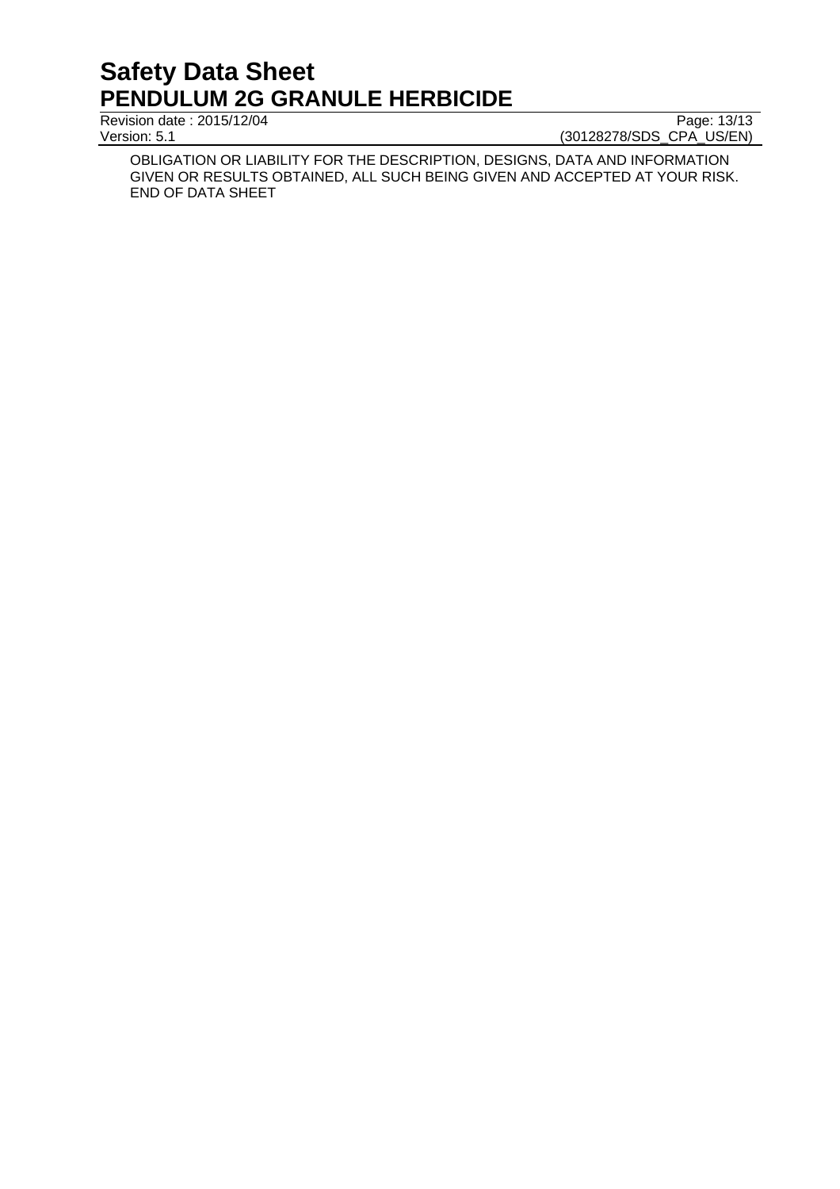OBLIGATION OR LIABILITY FOR THE DESCRIPTION, DESIGNS, DATA AND INFORMATION GIVEN OR RESULTS OBTAINED, ALL SUCH BEING GIVEN AND ACCEPTED AT YOUR RISK.
END OF DATA SHEET